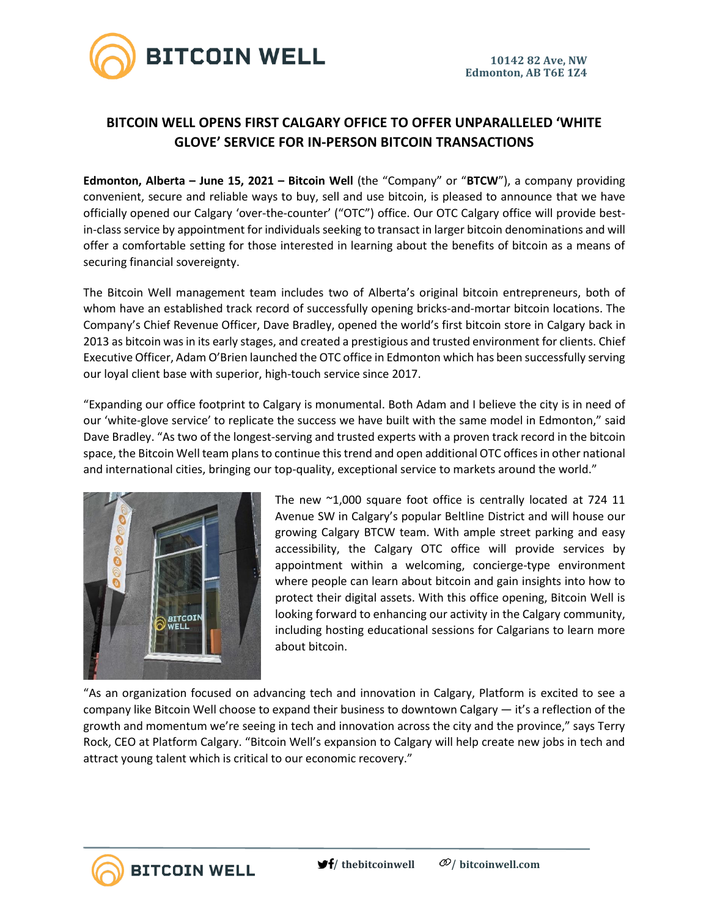10142 82 Ave, NW
Edmonton, AB T6E 1Z4

# BITCOIN WELL OPENS FIRST CALGARY OFFICE TO OFFER UNPARALLELED 'WHITE GLOVE' SERVICE FOR IN-PERSON BITCOIN TRANSACTIONS

**Edmonton, Alberta – June 15, 2021 – Bitcoin Well** (the "Company" or "**BTCW**"), a company providing convenient, secure and reliable ways to buy, sell and use bitcoin, is pleased to announce that we have officially opened our Calgary 'over-the-counter' ("OTC") office. Our OTC Calgary office will provide best-in-class service by appointment for individuals seeking to transact in larger bitcoin denominations and will offer a comfortable setting for those interested in learning about the benefits of bitcoin as a means of securing financial sovereignty.

The Bitcoin Well management team includes two of Alberta's original bitcoin entrepreneurs, both of whom have an established track record of successfully opening bricks-and-mortar bitcoin locations. The Company's Chief Revenue Officer, Dave Bradley, opened the world's first bitcoin store in Calgary back in 2013 as bitcoin was in its early stages, and created a prestigious and trusted environment for clients. Chief Executive Officer, Adam O'Brien launched the OTC office in Edmonton which has been successfully serving our loyal client base with superior, high-touch service since 2017.

"Expanding our office footprint to Calgary is monumental. Both Adam and I believe the city is in need of our 'white-glove service' to replicate the success we have built with the same model in Edmonton," said Dave Bradley. "As two of the longest-serving and trusted experts with a proven track record in the bitcoin space, the Bitcoin Well team plans to continue this trend and open additional OTC offices in other national and international cities, bringing our top-quality, exceptional service to markets around the world."

The new ~1,000 square foot office is centrally located at 724 11 Avenue SW in Calgary's popular Beltline District and will house our growing Calgary BTCW team. With ample street parking and easy accessibility, the Calgary OTC office will provide services by appointment within a welcoming, concierge-type environment where people can learn about bitcoin and gain insights into how to protect their digital assets. With this office opening, Bitcoin Well is looking forward to enhancing our activity in the Calgary community, including hosting educational sessions for Calgarians to learn more about bitcoin.

"As an organization focused on advancing tech and innovation in Calgary, Platform is excited to see a company like Bitcoin Well choose to expand their business to downtown Calgary — it's a reflection of the growth and momentum we're seeing in tech and innovation across the city and the province," says Terry Rock, CEO at Platform Calgary. "Bitcoin Well's expansion to Calgary will help create new jobs in tech and attract young talent which is critical to our economic recovery."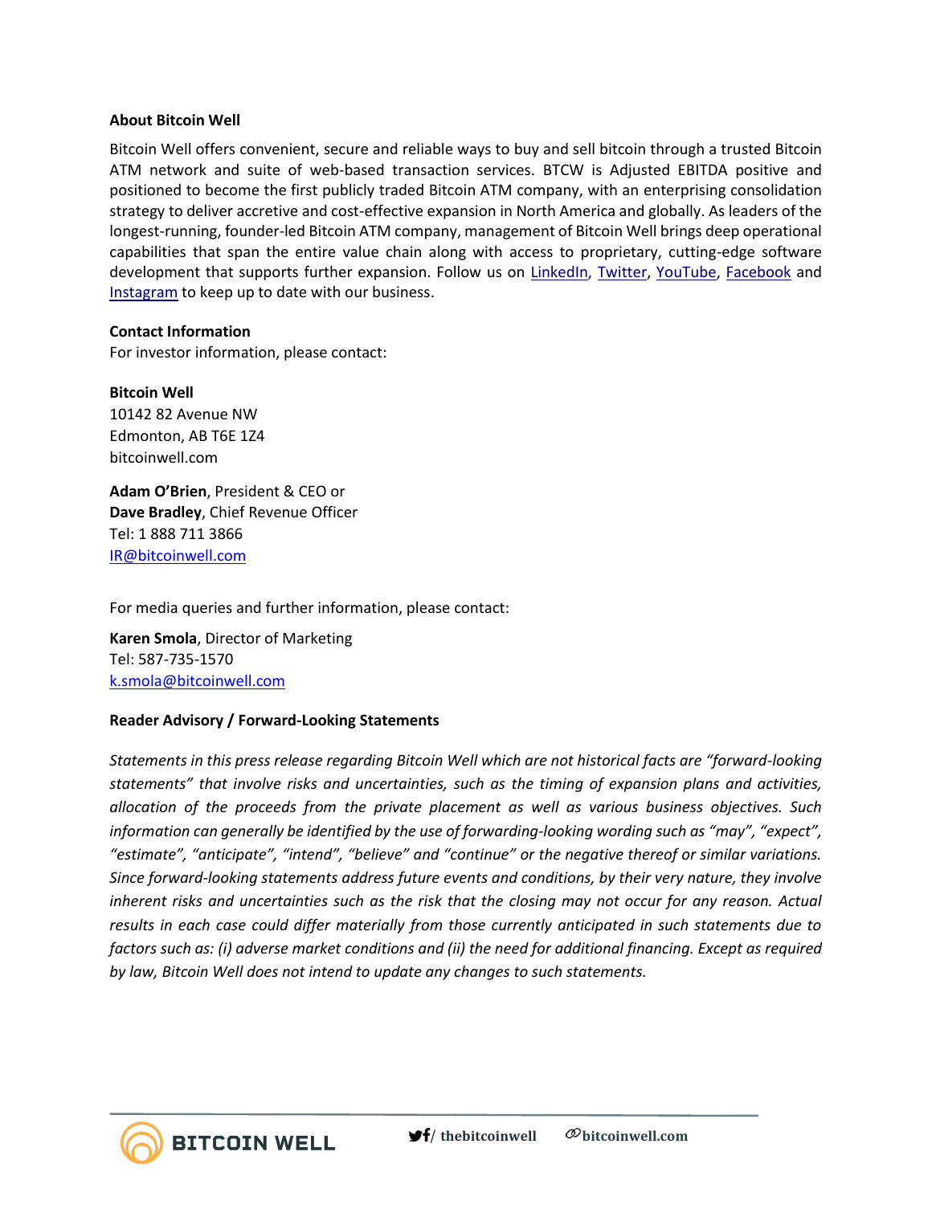**About Bitcoin Well**

Bitcoin Well offers convenient, secure and reliable ways to buy and sell bitcoin through a trusted Bitcoin ATM network and suite of web-based transaction services. BTCW is Adjusted EBITDA positive and positioned to become the first publicly traded Bitcoin ATM company, with an enterprising consolidation strategy to deliver accretive and cost-effective expansion in North America and globally. As leaders of the longest-running, founder-led Bitcoin ATM company, management of Bitcoin Well brings deep operational capabilities that span the entire value chain along with access to proprietary, cutting-edge software development that supports further expansion. Follow us on LinkedIn, Twitter, YouTube, Facebook and Instagram to keep up to date with our business.

**Contact Information**

For investor information, please contact:

**Bitcoin Well**
10142 82 Avenue NW
Edmonton, AB T6E 1Z4
bitcoinwell.com

**Adam O'Brien**, President & CEO or
**Dave Bradley**, Chief Revenue Officer
Tel: 1 888 711 3866
IR@bitcoinwell.com

For media queries and further information, please contact:

**Karen Smola**, Director of Marketing
Tel: 587-735-1570
k.smola@bitcoinwell.com

**Reader Advisory / Forward-Looking Statements**

*Statements in this press release regarding Bitcoin Well which are not historical facts are "forward-looking statements" that involve risks and uncertainties, such as the timing of expansion plans and activities, allocation of the proceeds from the private placement as well as various business objectives. Such information can generally be identified by the use of forwarding-looking wording such as "may", "expect", "estimate", "anticipate", "intend", "believe" and "continue" or the negative thereof or similar variations. Since forward-looking statements address future events and conditions, by their very nature, they involve inherent risks and uncertainties such as the risk that the closing may not occur for any reason. Actual results in each case could differ materially from those currently anticipated in such statements due to factors such as: (i) adverse market conditions and (ii) the need for additional financing. Except as required by law, Bitcoin Well does not intend to update any changes to such statements.*